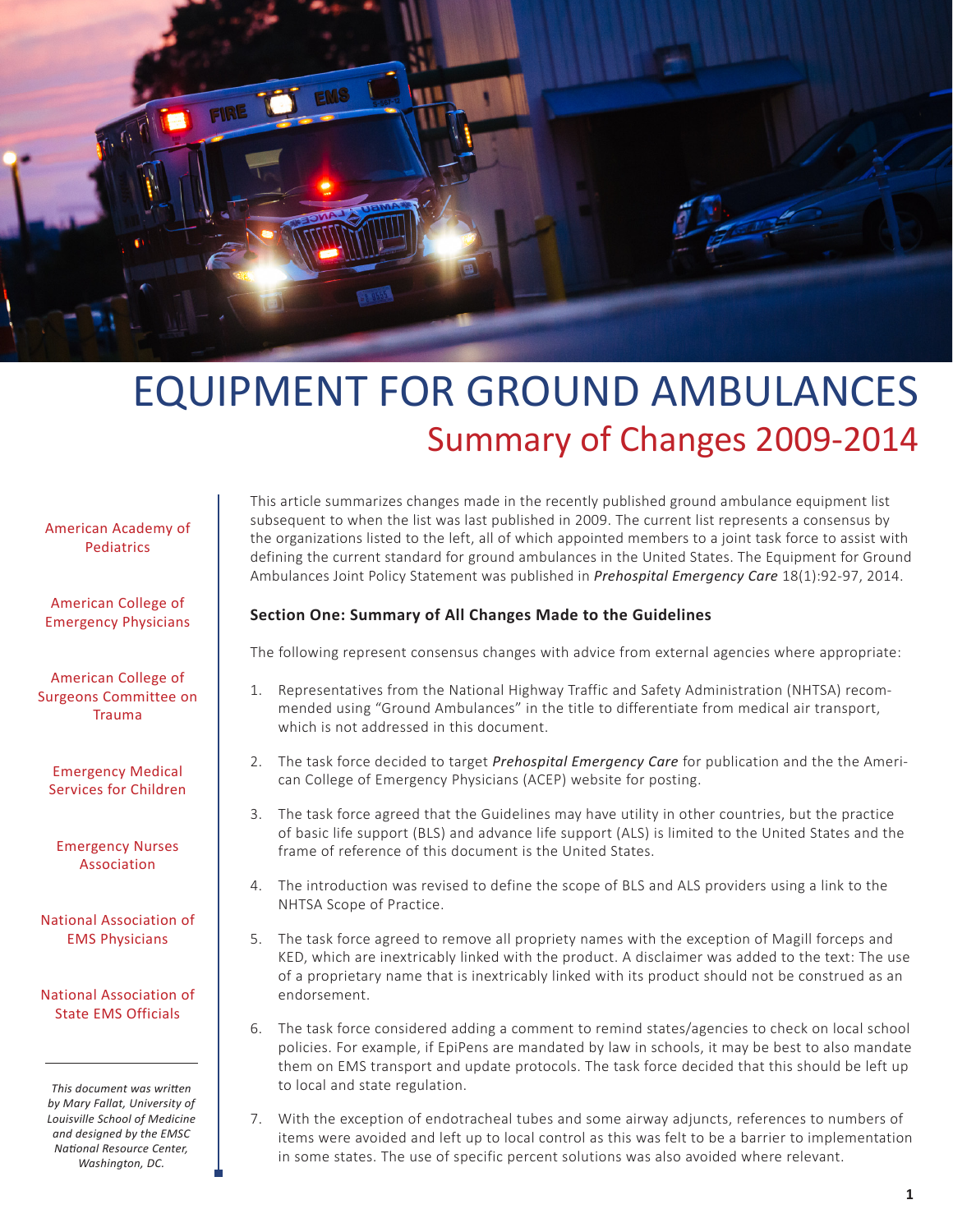# EQUIPMENT FOR GROUND AMBULANCES

## Summary of Changes 2009-2014

American Academy of Pediatrics

American College of Emergency Physicians

American College of Surgeons Committee on Trauma

Emergency Medical Services for Children

Emergency Nurses Association

National Association of EMS Physicians

National Association of State EMS Officials

*This document was written by Mary Fallat, University of Louisville School of Medicine and designed by the EMSC National Resource Center, Washington, DC.*

This article summarizes changes made in the recently published ground ambulance equipment list subsequent to when the list was last published in 2009. The current list represents a consensus by the organizations listed to the left, all of which appointed members to a joint task force to assist with defining the current standard for ground ambulances in the United States. The Equipment for Ground Ambulances Joint Policy Statement was published in ***Prehospital Emergency Care*** 18(1):92-97, 2014.

### Section One: Summary of All Changes Made to the Guidelines

The following represent consensus changes with advice from external agencies where appropriate:

1. Representatives from the National Highway Traffic and Safety Administration (NHTSA) recommended using "Ground Ambulances" in the title to differentiate from medical air transport, which is not addressed in this document.

2. The task force decided to target ***Prehospital Emergency Care*** for publication and the the American College of Emergency Physicians (ACEP) website for posting.

3. The task force agreed that the Guidelines may have utility in other countries, but the practice of basic life support (BLS) and advance life support (ALS) is limited to the United States and the frame of reference of this document is the United States.

4. The introduction was revised to define the scope of BLS and ALS providers using a link to the NHTSA Scope of Practice.

5. The task force agreed to remove all propriety names with the exception of Magill forceps and KED, which are inextricably linked with the product. A disclaimer was added to the text: The use of a proprietary name that is inextricably linked with its product should not be construed as an endorsement.

6. The task force considered adding a comment to remind states/agencies to check on local school policies. For example, if EpiPens are mandated by law in schools, it may be best to also mandate them on EMS transport and update protocols. The task force decided that this should be left up to local and state regulation.

7. With the exception of endotracheal tubes and some airway adjuncts, references to numbers of items were avoided and left up to local control as this was felt to be a barrier to implementation in some states. The use of specific percent solutions was also avoided where relevant.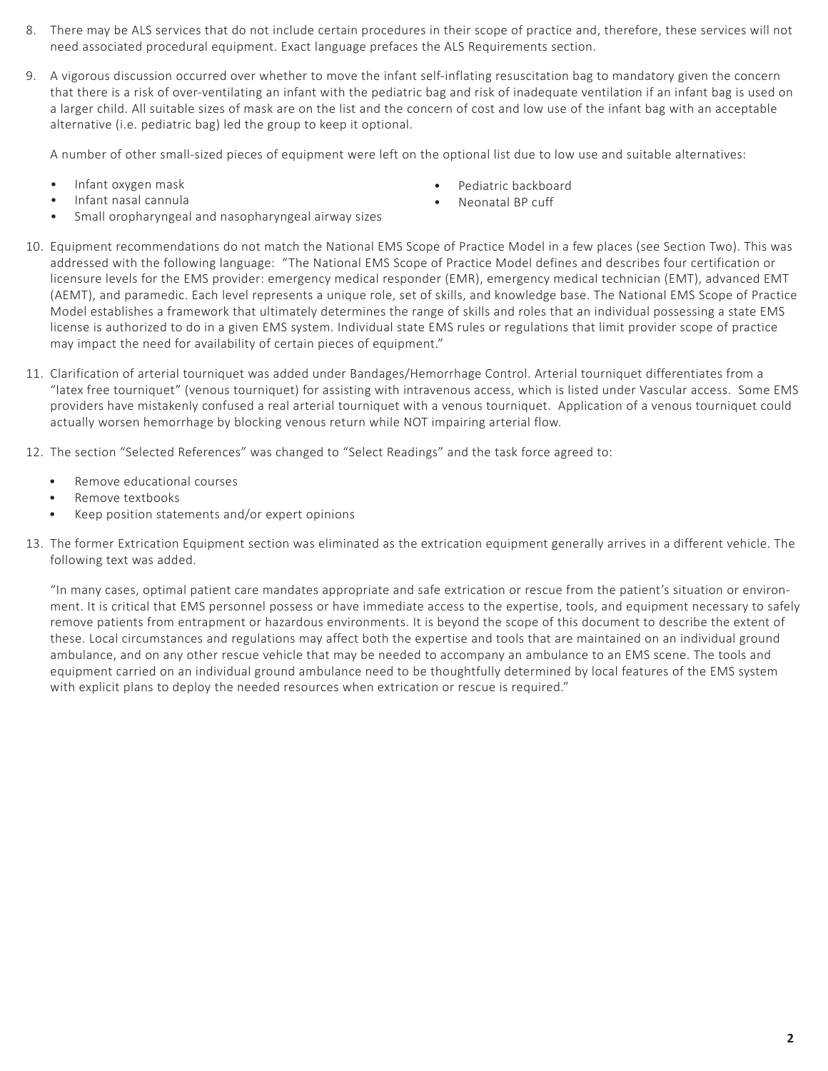8. There may be ALS services that do not include certain procedures in their scope of practice and, therefore, these services will not need associated procedural equipment. Exact language prefaces the ALS Requirements section.

9. A vigorous discussion occurred over whether to move the infant self-inflating resuscitation bag to mandatory given the concern that there is a risk of over-ventilating an infant with the pediatric bag and risk of inadequate ventilation if an infant bag is used on a larger child. All suitable sizes of mask are on the list and the concern of cost and low use of the infant bag with an acceptable alternative (i.e. pediatric bag) led the group to keep it optional.

   A number of other small-sized pieces of equipment were left on the optional list due to low use and suitable alternatives:

   - Infant oxygen mask
   - Infant nasal cannula
   - Small oropharyngeal and nasopharyngeal airway sizes
   - Pediatric backboard
   - Neonatal BP cuff

10. Equipment recommendations do not match the National EMS Scope of Practice Model in a few places (see Section Two). This was addressed with the following language: "The National EMS Scope of Practice Model defines and describes four certification or licensure levels for the EMS provider: emergency medical responder (EMR), emergency medical technician (EMT), advanced EMT (AEMT), and paramedic. Each level represents a unique role, set of skills, and knowledge base. The National EMS Scope of Practice Model establishes a framework that ultimately determines the range of skills and roles that an individual possessing a state EMS license is authorized to do in a given EMS system. Individual state EMS rules or regulations that limit provider scope of practice may impact the need for availability of certain pieces of equipment."

11. Clarification of arterial tourniquet was added under Bandages/Hemorrhage Control. Arterial tourniquet differentiates from a "latex free tourniquet" (venous tourniquet) for assisting with intravenous access, which is listed under Vascular access. Some EMS providers have mistakenly confused a real arterial tourniquet with a venous tourniquet. Application of a venous tourniquet could actually worsen hemorrhage by blocking venous return while NOT impairing arterial flow.

12. The section "Selected References" was changed to "Select Readings" and the task force agreed to:

    - Remove educational courses
    - Remove textbooks
    - Keep position statements and/or expert opinions

13. The former Extrication Equipment section was eliminated as the extrication equipment generally arrives in a different vehicle. The following text was added.

    "In many cases, optimal patient care mandates appropriate and safe extrication or rescue from the patient's situation or environment. It is critical that EMS personnel possess or have immediate access to the expertise, tools, and equipment necessary to safely remove patients from entrapment or hazardous environments. It is beyond the scope of this document to describe the extent of these. Local circumstances and regulations may affect both the expertise and tools that are maintained on an individual ground ambulance, and on any other rescue vehicle that may be needed to accompany an ambulance to an EMS scene. The tools and equipment carried on an individual ground ambulance need to be thoughtfully determined by local features of the EMS system with explicit plans to deploy the needed resources when extrication or rescue is required."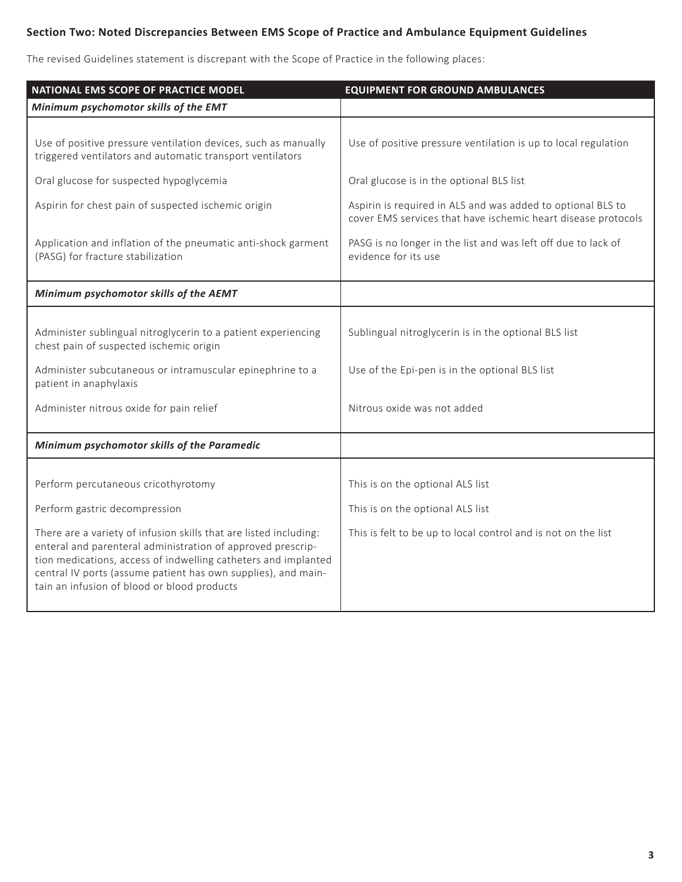**Section Two: Noted Discrepancies Between EMS Scope of Practice and Ambulance Equipment Guidelines**

The revised Guidelines statement is discrepant with the Scope of Practice in the following places:

| NATIONAL EMS SCOPE OF PRACTICE MODEL | EQUIPMENT FOR GROUND AMBULANCES |
|---|---|
| ***Minimum psychomotor skills of the EMT*** | |
| Use of positive pressure ventilation devices, such as manually triggered ventilators and automatic transport ventilators | Use of positive pressure ventilation is up to local regulation |
| Oral glucose for suspected hypoglycemia | Oral glucose is in the optional BLS list |
| Aspirin for chest pain of suspected ischemic origin | Aspirin is required in ALS and was added to optional BLS to cover EMS services that have ischemic heart disease protocols |
| Application and inflation of the pneumatic anti-shock garment (PASG) for fracture stabilization | PASG is no longer in the list and was left off due to lack of evidence for its use |
| ***Minimum psychomotor skills of the AEMT*** | |
| Administer sublingual nitroglycerin to a patient experiencing chest pain of suspected ischemic origin | Sublingual nitroglycerin is in the optional BLS list |
| Administer subcutaneous or intramuscular epinephrine to a patient in anaphylaxis | Use of the Epi-pen is in the optional BLS list |
| Administer nitrous oxide for pain relief | Nitrous oxide was not added |
| ***Minimum psychomotor skills of the Paramedic*** | |
| Perform percutaneous cricothyrotomy | This is on the optional ALS list |
| Perform gastric decompression | This is on the optional ALS list |
| There are a variety of infusion skills that are listed including: enteral and parenteral administration of approved prescription medications, access of indwelling catheters and implanted central IV ports (assume patient has own supplies), and maintain an infusion of blood or blood products | This is felt to be up to local control and is not on the list |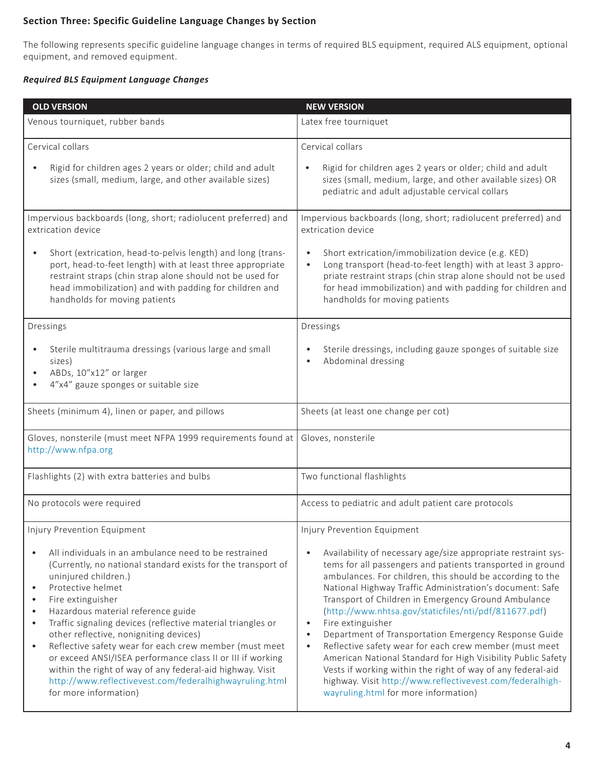## Section Three: Specific Guideline Language Changes by Section

The following represents specific guideline language changes in terms of required BLS equipment, required ALS equipment, optional equipment, and removed equipment.

### *Required BLS Equipment Language Changes*

| OLD VERSION | NEW VERSION |
|---|---|
| Venous tourniquet, rubber bands | Latex free tourniquet |
| Cervical collars<br>• Rigid for children ages 2 years or older; child and adult sizes (small, medium, large, and other available sizes) | Cervical collars<br>• Rigid for children ages 2 years or older; child and adult sizes (small, medium, large, and other available sizes) OR pediatric and adult adjustable cervical collars |
| Impervious backboards (long, short; radiolucent preferred) and extrication device<br>• Short (extrication, head-to-pelvis length) and long (transport, head-to-feet length) with at least three appropriate restraint straps (chin strap alone should not be used for head immobilization) and with padding for children and handholds for moving patients | Impervious backboards (long, short; radiolucent preferred) and extrication device<br>• Short extrication/immobilization device (e.g. KED)<br>• Long transport (head-to-feet length) with at least 3 appropriate restraint straps (chin strap alone should not be used for head immobilization) and with padding for children and handholds for moving patients |
| Dressings<br>• Sterile multitrauma dressings (various large and small sizes)<br>• ABDs, 10"x12" or larger<br>• 4"x4" gauze sponges or suitable size | Dressings<br>• Sterile dressings, including gauze sponges of suitable size<br>• Abdominal dressing |
| Sheets (minimum 4), linen or paper, and pillows | Sheets (at least one change per cot) |
| Gloves, nonsterile (must meet NFPA 1999 requirements found at http://www.nfpa.org | Gloves, nonsterile |
| Flashlights (2) with extra batteries and bulbs | Two functional flashlights |
| No protocols were required | Access to pediatric and adult patient care protocols |
| Injury Prevention Equipment<br>• All individuals in an ambulance need to be restrained (Currently, no national standard exists for the transport of uninjured children.)<br>• Protective helmet<br>• Fire extinguisher<br>• Hazardous material reference guide<br>• Traffic signaling devices (reflective material triangles or other reflective, nonigniting devices)<br>• Reflective safety wear for each crew member (must meet or exceed ANSI/ISEA performance class II or III if working within the right of way of any federal-aid highway. Visit http://www.reflectivevest.com/federalhighwayruling.html for more information) | Injury Prevention Equipment<br>• Availability of necessary age/size appropriate restraint systems for all passengers and patients transported in ground ambulances. For children, this should be according to the National Highway Traffic Administration's document: Safe Transport of Children in Emergency Ground Ambulance (http://www.nhtsa.gov/staticfiles/nti/pdf/811677.pdf)<br>• Fire extinguisher<br>• Department of Transportation Emergency Response Guide<br>• Reflective safety wear for each crew member (must meet American National Standard for High Visibility Public Safety Vests if working within the right of way of any federal-aid highway. Visit http://www.reflectivevest.com/federalhighwayruling.html for more information) |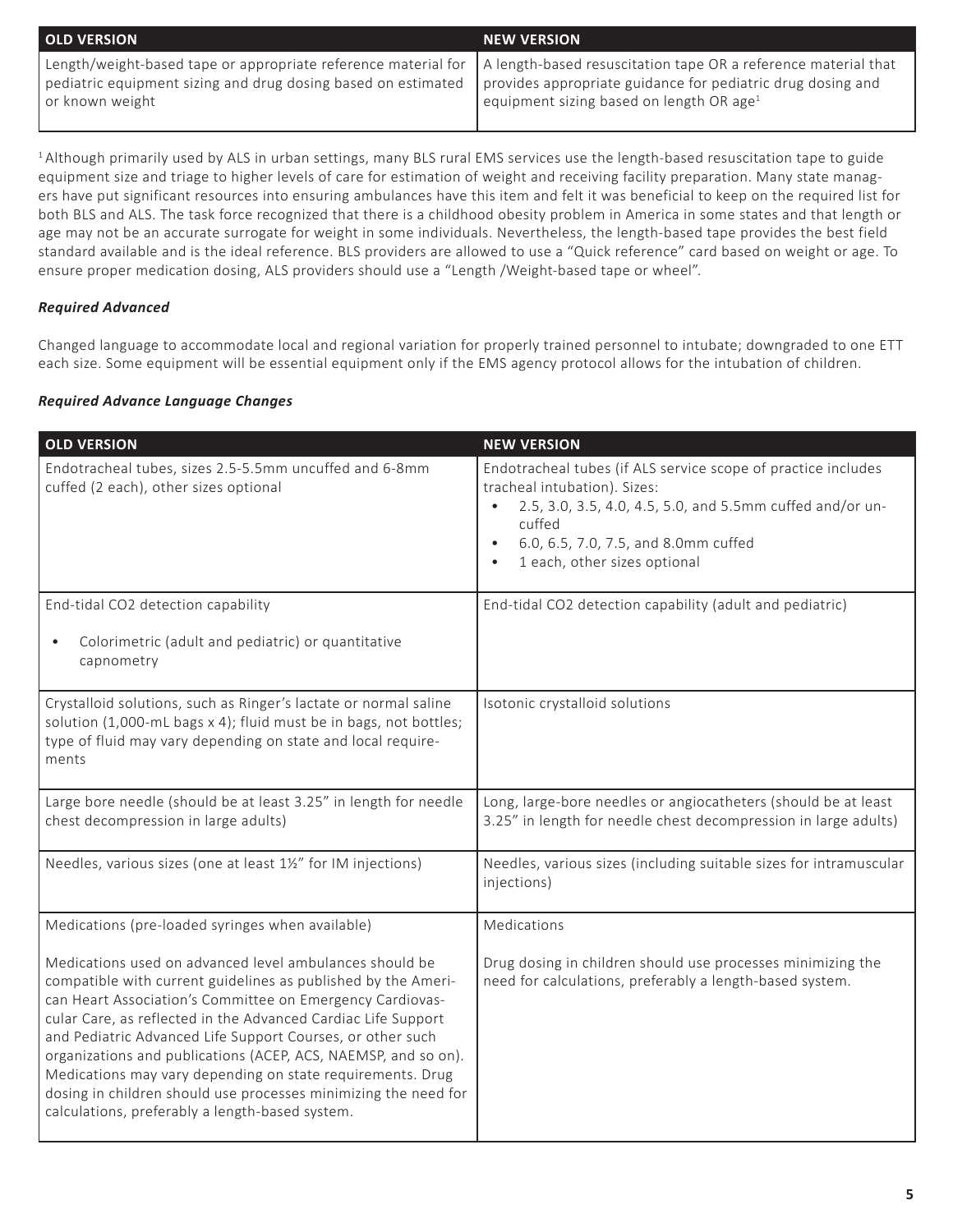| OLD VERSION | NEW VERSION |
|---|---|
| Length/weight-based tape or appropriate reference material for pediatric equipment sizing and drug dosing based on estimated or known weight | A length-based resuscitation tape OR a reference material that provides appropriate guidance for pediatric drug dosing and equipment sizing based on length OR age[1] |

[1] Although primarily used by ALS in urban settings, many BLS rural EMS services use the length-based resuscitation tape to guide equipment size and triage to higher levels of care for estimation of weight and receiving facility preparation. Many state managers have put significant resources into ensuring ambulances have this item and felt it was beneficial to keep on the required list for both BLS and ALS. The task force recognized that there is a childhood obesity problem in America in some states and that length or age may not be an accurate surrogate for weight in some individuals. Nevertheless, the length-based tape provides the best field standard available and is the ideal reference. BLS providers are allowed to use a "Quick reference" card based on weight or age. To ensure proper medication dosing, ALS providers should use a "Length /Weight-based tape or wheel".

### *Required Advanced*

Changed language to accommodate local and regional variation for properly trained personnel to intubate; downgraded to one ETT each size. Some equipment will be essential equipment only if the EMS agency protocol allows for the intubation of children.

### *Required Advance Language Changes*

| OLD VERSION | NEW VERSION |
|---|---|
| Endotracheal tubes, sizes 2.5-5.5mm uncuffed and 6-8mm cuffed (2 each), other sizes optional | Endotracheal tubes (if ALS service scope of practice includes tracheal intubation). Sizes:<br>• 2.5, 3.0, 3.5, 4.0, 4.5, 5.0, and 5.5mm cuffed and/or uncuffed<br>• 6.0, 6.5, 7.0, 7.5, and 8.0mm cuffed<br>• 1 each, other sizes optional |
| End-tidal CO2 detection capability<br>• Colorimetric (adult and pediatric) or quantitative capnometry | End-tidal CO2 detection capability (adult and pediatric) |
| Crystalloid solutions, such as Ringer's lactate or normal saline solution (1,000-mL bags x 4); fluid must be in bags, not bottles; type of fluid may vary depending on state and local requirements | Isotonic crystalloid solutions |
| Large bore needle (should be at least 3.25" in length for needle chest decompression in large adults) | Long, large-bore needles or angiocatheters (should be at least 3.25" in length for needle chest decompression in large adults) |
| Needles, various sizes (one at least 1½" for IM injections) | Needles, various sizes (including suitable sizes for intramuscular injections) |
| Medications (pre-loaded syringes when available)<br><br>Medications used on advanced level ambulances should be compatible with current guidelines as published by the American Heart Association's Committee on Emergency Cardiovascular Care, as reflected in the Advanced Cardiac Life Support and Pediatric Advanced Life Support Courses, or other such organizations and publications (ACEP, ACS, NAEMSP, and so on). Medications may vary depending on state requirements. Drug dosing in children should use processes minimizing the need for calculations, preferably a length-based system. | Medications<br><br>Drug dosing in children should use processes minimizing the need for calculations, preferably a length-based system. |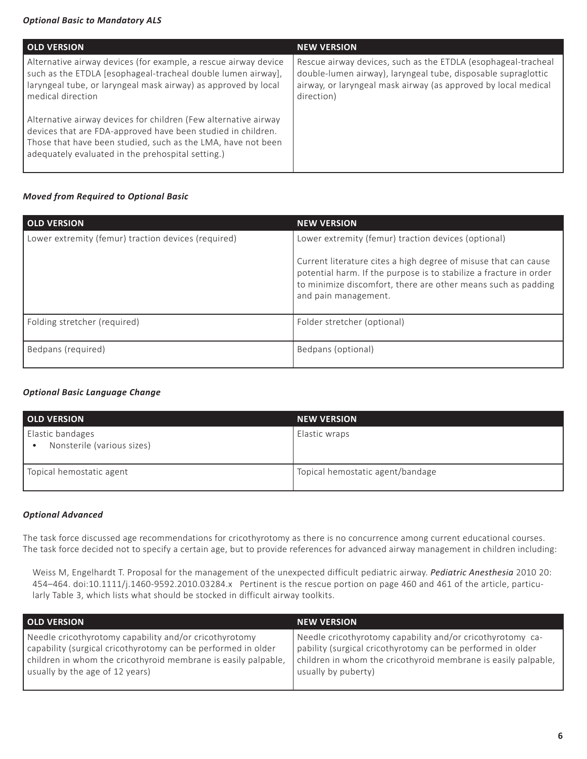***Optional Basic to Mandatory ALS***

| OLD VERSION | NEW VERSION |
|---|---|
| Alternative airway devices (for example, a rescue airway device such as the ETDLA [esophageal-tracheal double lumen airway], laryngeal tube, or laryngeal mask airway) as approved by local medical direction<br><br>Alternative airway devices for children (Few alternative airway devices that are FDA-approved have been studied in children. Those that have been studied, such as the LMA, have not been adequately evaluated in the prehospital setting.) | Rescue airway devices, such as the ETDLA (esophageal-tracheal double-lumen airway), laryngeal tube, disposable supraglottic airway, or laryngeal mask airway (as approved by local medical direction) |

***Moved from Required to Optional Basic***

| OLD VERSION | NEW VERSION |
|---|---|
| Lower extremity (femur) traction devices (required) | Lower extremity (femur) traction devices (optional)<br><br>Current literature cites a high degree of misuse that can cause potential harm. If the purpose is to stabilize a fracture in order to minimize discomfort, there are other means such as padding and pain management. |
| Folding stretcher (required) | Folder stretcher (optional) |
| Bedpans (required) | Bedpans (optional) |

***Optional Basic Language Change***

| OLD VERSION | NEW VERSION |
|---|---|
| Elastic bandages<br>• Nonsterile (various sizes) | Elastic wraps |
| Topical hemostatic agent | Topical hemostatic agent/bandage |

***Optional Advanced***

The task force discussed age recommendations for cricothyrotomy as there is no concurrence among current educational courses. The task force decided not to specify a certain age, but to provide references for advanced airway management in children including:

Weiss M, Engelhardt T. Proposal for the management of the unexpected difficult pediatric airway. *Pediatric Anesthesia* 2010 20: 454–464. doi:10.1111/j.1460-9592.2010.03284.x Pertinent is the rescue portion on page 460 and 461 of the article, particularly Table 3, which lists what should be stocked in difficult airway toolkits.

| OLD VERSION | NEW VERSION |
|---|---|
| Needle cricothyrotomy capability and/or cricothyrotomy capability (surgical cricothyrotomy can be performed in older children in whom the cricothyroid membrane is easily palpable, usually by the age of 12 years) | Needle cricothyrotomy capability and/or cricothyrotomy capability (surgical cricothyrotomy can be performed in older children in whom the cricothyroid membrane is easily palpable, usually by puberty) |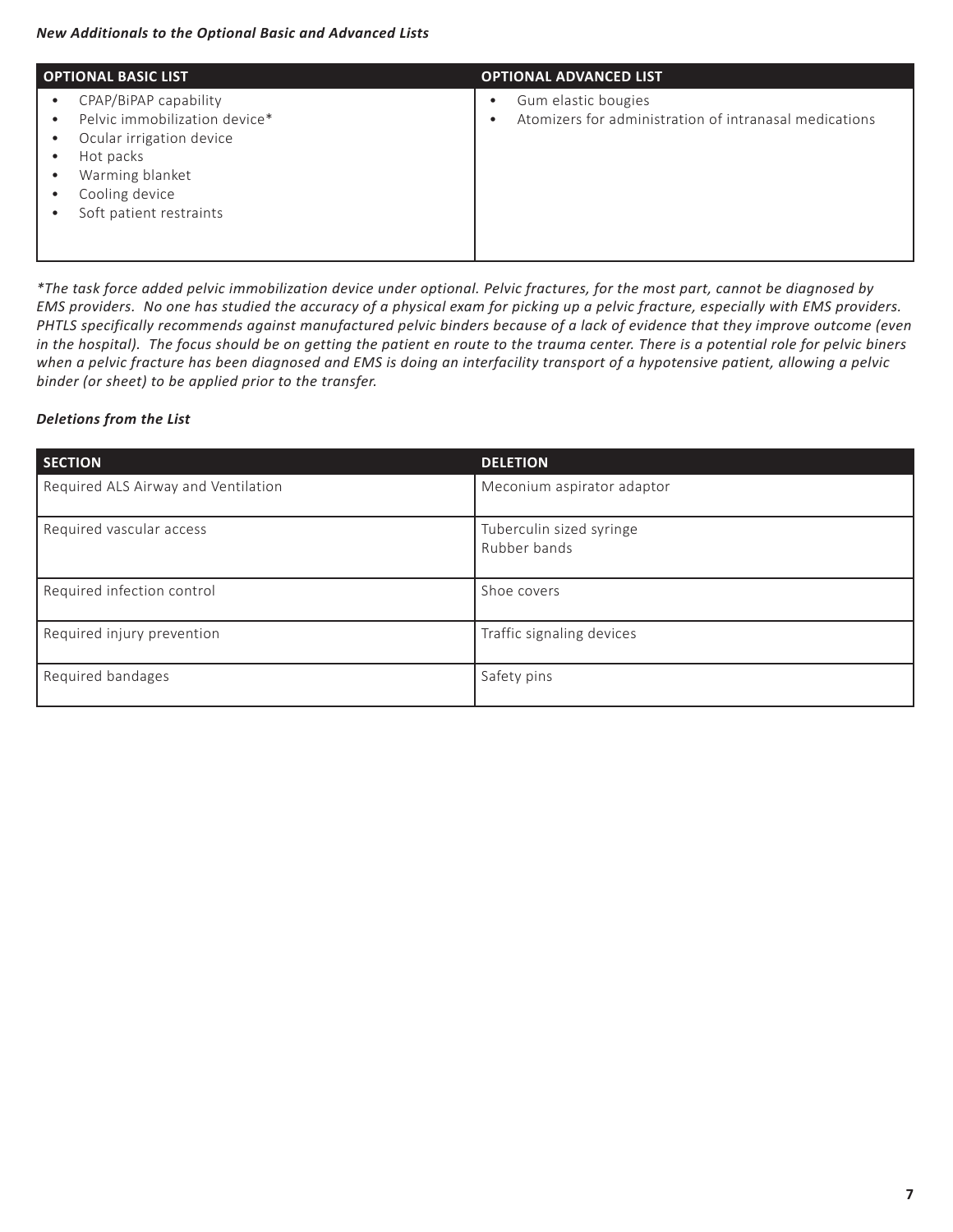***New Additionals to the Optional Basic and Advanced Lists***

| OPTIONAL BASIC LIST | OPTIONAL ADVANCED LIST |
|---|---|
| • CPAP/BiPAP capability<br>• Pelvic immobilization device*<br>• Ocular irrigation device<br>• Hot packs<br>• Warming blanket<br>• Cooling device<br>• Soft patient restraints | • Gum elastic bougies<br>• Atomizers for administration of intranasal medications |

*\*The task force added pelvic immobilization device under optional. Pelvic fractures, for the most part, cannot be diagnosed by EMS providers. No one has studied the accuracy of a physical exam for picking up a pelvic fracture, especially with EMS providers. PHTLS specifically recommends against manufactured pelvic binders because of a lack of evidence that they improve outcome (even in the hospital). The focus should be on getting the patient en route to the trauma center. There is a potential role for pelvic biners when a pelvic fracture has been diagnosed and EMS is doing an interfacility transport of a hypotensive patient, allowing a pelvic binder (or sheet) to be applied prior to the transfer.*

***Deletions from the List***

| SECTION | DELETION |
|---|---|
| Required ALS Airway and Ventilation | Meconium aspirator adaptor |
| Required vascular access | Tuberculin sized syringe<br>Rubber bands |
| Required infection control | Shoe covers |
| Required injury prevention | Traffic signaling devices |
| Required bandages | Safety pins |